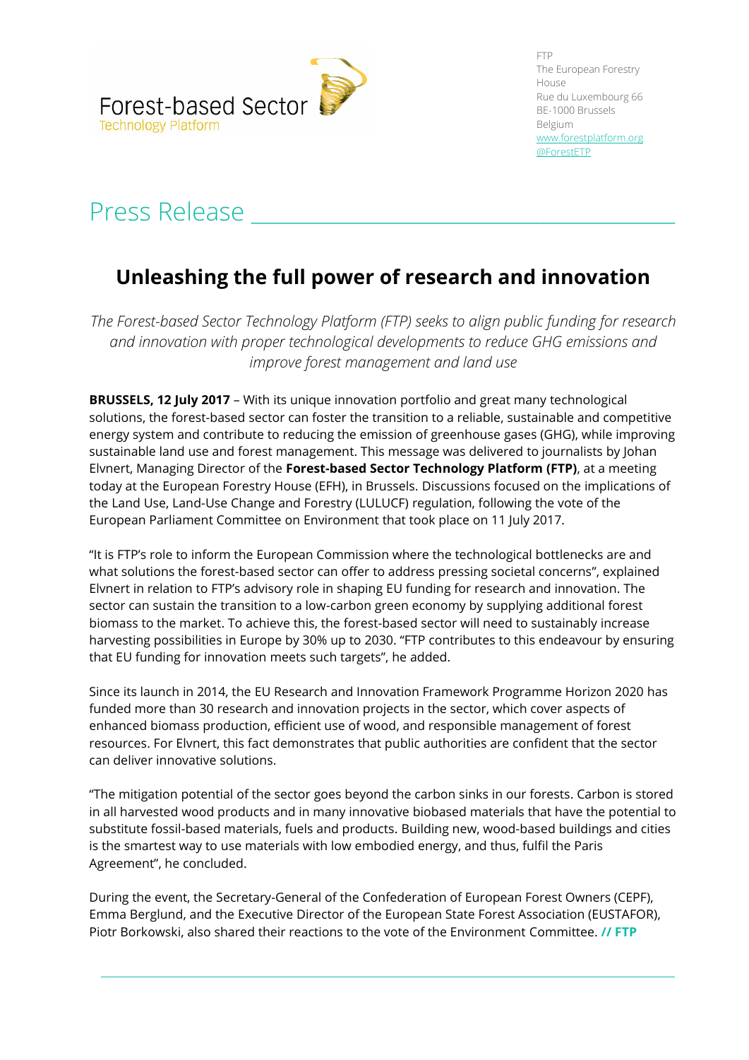Forest-based Sector Technology Platform

FTP
The European Forestry House
Rue du Luxembourg 66
BE-1000 Brussels
Belgium
www.forestplatform.org
@ForestETP

# Press Release

## Unleashing the full power of research and innovation

*The Forest-based Sector Technology Platform (FTP) seeks to align public funding for research and innovation with proper technological developments to reduce GHG emissions and improve forest management and land use*

**BRUSSELS, 12 July 2017** – With its unique innovation portfolio and great many technological solutions, the forest-based sector can foster the transition to a reliable, sustainable and competitive energy system and contribute to reducing the emission of greenhouse gases (GHG), while improving sustainable land use and forest management. This message was delivered to journalists by Johan Elvnert, Managing Director of the **Forest-based Sector Technology Platform (FTP)**, at a meeting today at the European Forestry House (EFH), in Brussels. Discussions focused on the implications of the Land Use, Land-Use Change and Forestry (LULUCF) regulation, following the vote of the European Parliament Committee on Environment that took place on 11 July 2017.

"It is FTP's role to inform the European Commission where the technological bottlenecks are and what solutions the forest-based sector can offer to address pressing societal concerns", explained Elvnert in relation to FTP's advisory role in shaping EU funding for research and innovation. The sector can sustain the transition to a low-carbon green economy by supplying additional forest biomass to the market. To achieve this, the forest-based sector will need to sustainably increase harvesting possibilities in Europe by 30% up to 2030. "FTP contributes to this endeavour by ensuring that EU funding for innovation meets such targets", he added.

Since its launch in 2014, the EU Research and Innovation Framework Programme Horizon 2020 has funded more than 30 research and innovation projects in the sector, which cover aspects of enhanced biomass production, efficient use of wood, and responsible management of forest resources. For Elvnert, this fact demonstrates that public authorities are confident that the sector can deliver innovative solutions.

"The mitigation potential of the sector goes beyond the carbon sinks in our forests. Carbon is stored in all harvested wood products and in many innovative biobased materials that have the potential to substitute fossil-based materials, fuels and products. Building new, wood-based buildings and cities is the smartest way to use materials with low embodied energy, and thus, fulfil the Paris Agreement", he concluded.

During the event, the Secretary-General of the Confederation of European Forest Owners (CEPF), Emma Berglund, and the Executive Director of the European State Forest Association (EUSTAFOR), Piotr Borkowski, also shared their reactions to the vote of the Environment Committee. **// FTP**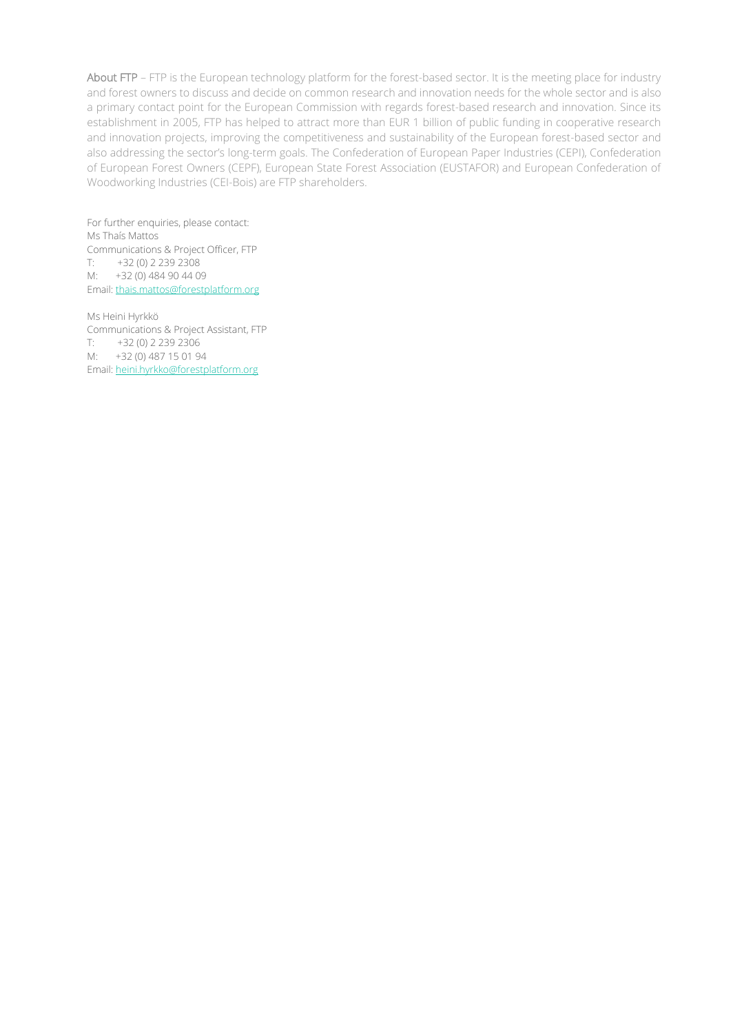**About FTP** – FTP is the European technology platform for the forest-based sector. It is the meeting place for industry and forest owners to discuss and decide on common research and innovation needs for the whole sector and is also a primary contact point for the European Commission with regards forest-based research and innovation. Since its establishment in 2005, FTP has helped to attract more than EUR 1 billion of public funding in cooperative research and innovation projects, improving the competitiveness and sustainability of the European forest-based sector and also addressing the sector's long-term goals. The Confederation of European Paper Industries (CEPI), Confederation of European Forest Owners (CEPF), European State Forest Association (EUSTAFOR) and European Confederation of Woodworking Industries (CEI-Bois) are FTP shareholders.

For further enquiries, please contact:
Ms Thaís Mattos
Communications & Project Officer, FTP
T: +32 (0) 2 239 2308
M: +32 (0) 484 90 44 09
Email: thais.mattos@forestplatform.org

Ms Heini Hyrkkö
Communications & Project Assistant, FTP
T: +32 (0) 2 239 2306
M: +32 (0) 487 15 01 94
Email: heini.hyrkko@forestplatform.org